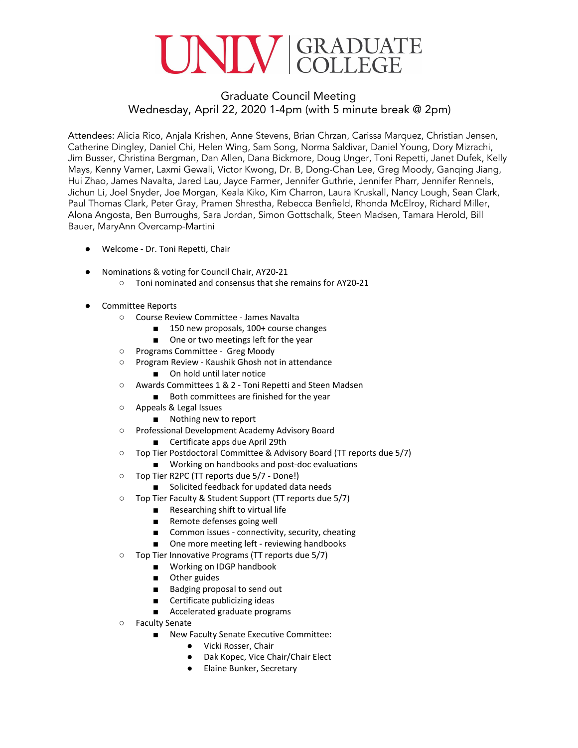# UNLV GRADUATE COLLEGE

## Graduate Council Meeting
## Wednesday, April 22, 2020 1-4pm (with 5 minute break @ 2pm)

Attendees: Alicia Rico, Anjala Krishen, Anne Stevens, Brian Chrzan, Carissa Marquez, Christian Jensen, Catherine Dingley, Daniel Chi, Helen Wing, Sam Song, Norma Saldivar, Daniel Young, Dory Mizrachi, Jim Busser, Christina Bergman, Dan Allen, Dana Bickmore, Doug Unger, Toni Repetti, Janet Dufek, Kelly Mays, Kenny Varner, Laxmi Gewali, Victor Kwong, Dr. B, Dong-Chan Lee, Greg Moody, Ganqing Jiang, Hui Zhao, James Navalta, Jared Lau, Jayce Farmer, Jennifer Guthrie, Jennifer Pharr, Jennifer Rennels, Jichun Li, Joel Snyder, Joe Morgan, Keala Kiko, Kim Charron, Laura Kruskall, Nancy Lough, Sean Clark, Paul Thomas Clark, Peter Gray, Pramen Shrestha, Rebecca Benfield, Rhonda McElroy, Richard Miller, Alona Angosta, Ben Burroughs, Sara Jordan, Simon Gottschalk, Steen Madsen, Tamara Herold, Bill Bauer, MaryAnn Overcamp-Martini

- Welcome - Dr. Toni Repetti, Chair
- Nominations & voting for Council Chair, AY20-21
  - Toni nominated and consensus that she remains for AY20-21
- Committee Reports
  - Course Review Committee - James Navalta
    - 150 new proposals, 100+ course changes
    - One or two meetings left for the year
  - Programs Committee - Greg Moody
  - Program Review - Kaushik Ghosh not in attendance
    - On hold until later notice
  - Awards Committees 1 & 2 - Toni Repetti and Steen Madsen
    - Both committees are finished for the year
  - Appeals & Legal Issues
    - Nothing new to report
  - Professional Development Academy Advisory Board
    - Certificate apps due April 29th
  - Top Tier Postdoctoral Committee & Advisory Board (TT reports due 5/7)
    - Working on handbooks and post-doc evaluations
  - Top Tier R2PC (TT reports due 5/7 - Done!)
    - Solicited feedback for updated data needs
  - Top Tier Faculty & Student Support (TT reports due 5/7)
    - Researching shift to virtual life
    - Remote defenses going well
    - Common issues - connectivity, security, cheating
    - One more meeting left - reviewing handbooks
  - Top Tier Innovative Programs (TT reports due 5/7)
    - Working on IDGP handbook
    - Other guides
    - Badging proposal to send out
    - Certificate publicizing ideas
    - Accelerated graduate programs
  - Faculty Senate
    - New Faculty Senate Executive Committee:
      - Vicki Rosser, Chair
      - Dak Kopec, Vice Chair/Chair Elect
      - Elaine Bunker, Secretary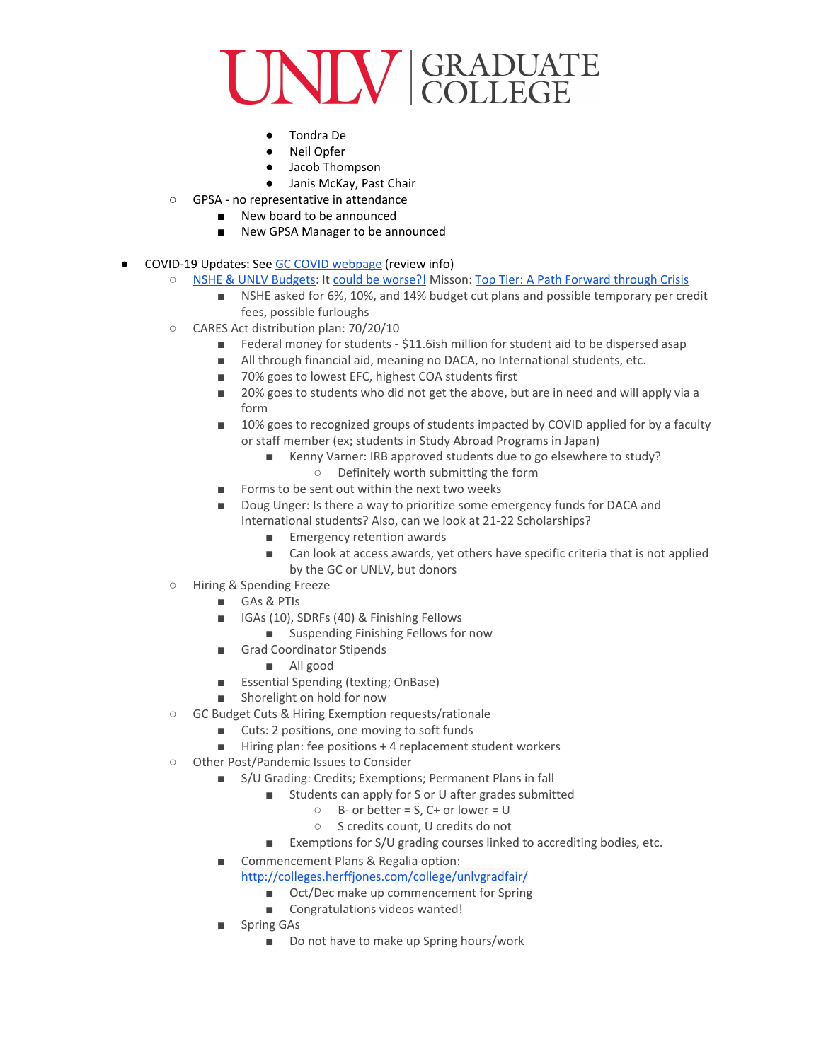- Tondra De
  - Neil Opfer
  - Jacob Thompson
  - Janis McKay, Past Chair
- GPSA - no representative in attendance
  - New board to be announced
  - New GPSA Manager to be announced

- COVID-19 Updates: See GC COVID webpage (review info)
  - NSHE & UNLV Budgets: It could be worse?! Misson: Top Tier: A Path Forward through Crisis
    - NSHE asked for 6%, 10%, and 14% budget cut plans and possible temporary per credit fees, possible furloughs
  - CARES Act distribution plan: 70/20/10
    - Federal money for students - $11.6ish million for student aid to be dispersed asap
    - All through financial aid, meaning no DACA, no International students, etc.
    - 70% goes to lowest EFC, highest COA students first
    - 20% goes to students who did not get the above, but are in need and will apply via a form
    - 10% goes to recognized groups of students impacted by COVID applied for by a faculty or staff member (ex; students in Study Abroad Programs in Japan)
      - Kenny Varner: IRB approved students due to go elsewhere to study?
        - Definitely worth submitting the form
    - Forms to be sent out within the next two weeks
    - Doug Unger: Is there a way to prioritize some emergency funds for DACA and International students? Also, can we look at 21-22 Scholarships?
      - Emergency retention awards
      - Can look at access awards, yet others have specific criteria that is not applied by the GC or UNLV, but donors
  - Hiring & Spending Freeze
    - GAs & PTIs
    - IGAs (10), SDRFs (40) & Finishing Fellows
      - Suspending Finishing Fellows for now
    - Grad Coordinator Stipends
      - All good
    - Essential Spending (texting; OnBase)
    - Shorelight on hold for now
  - GC Budget Cuts & Hiring Exemption requests/rationale
    - Cuts: 2 positions, one moving to soft funds
    - Hiring plan: fee positions + 4 replacement student workers
  - Other Post/Pandemic Issues to Consider
    - S/U Grading: Credits; Exemptions; Permanent Plans in fall
      - Students can apply for S or U after grades submitted
        - B- or better = S, C+ or lower = U
        - S credits count, U credits do not
      - Exemptions for S/U grading courses linked to accrediting bodies, etc.
    - Commencement Plans & Regalia option: http://colleges.herffjones.com/college/unlvgradfair/
      - Oct/Dec make up commencement for Spring
      - Congratulations videos wanted!
    - Spring GAs
      - Do not have to make up Spring hours/work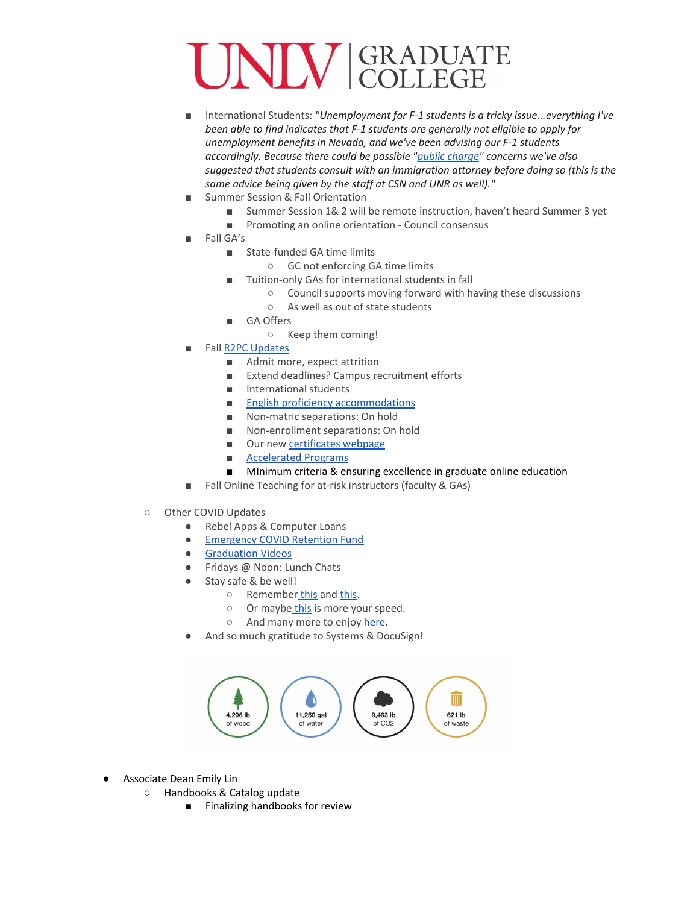- International Students: *"Unemployment for F-1 students is a tricky issue...everything I've been able to find indicates that F-1 students are generally not eligible to apply for unemployment benefits in Nevada, and we've been advising our F-1 students accordingly. Because there could be possible "public charge" concerns we've also suggested that students consult with an immigration attorney before doing so (this is the same advice being given by the staff at CSN and UNR as well)."*
- Summer Session & Fall Orientation
    - Summer Session 1& 2 will be remote instruction, haven't heard Summer 3 yet
    - Promoting an online orientation - Council consensus
- Fall GA's
    - State-funded GA time limits
        - GC not enforcing GA time limits
    - Tuition-only GAs for international students in fall
        - Council supports moving forward with having these discussions
        - As well as out of state students
    - GA Offers
        - Keep them coming!
- Fall R2PC Updates
    - Admit more, expect attrition
    - Extend deadlines? Campus recruitment efforts
    - International students
    - English proficiency accommodations
    - Non-matric separations: On hold
    - Non-enrollment separations: On hold
    - Our new certificates webpage
    - Accelerated Programs
    - MInimum criteria & ensuring excellence in graduate online education
- Fall Online Teaching for at-risk instructors (faculty & GAs)

- Other COVID Updates
    - Rebel Apps & Computer Loans
    - Emergency COVID Retention Fund
    - Graduation Videos
    - Fridays @ Noon: Lunch Chats
    - Stay safe & be well!
        - Remember this and this.
        - Or maybe this is more your speed.
        - And many more to enjoy here.
    - And so much gratitude to Systems & DocuSign!

4,206 lb of wood | 11,250 gal of water | 9,463 lb of $CO_2$ | 621 lb of waste

- Associate Dean Emily Lin
    - Handbooks & Catalog update
        - Finalizing handbooks for review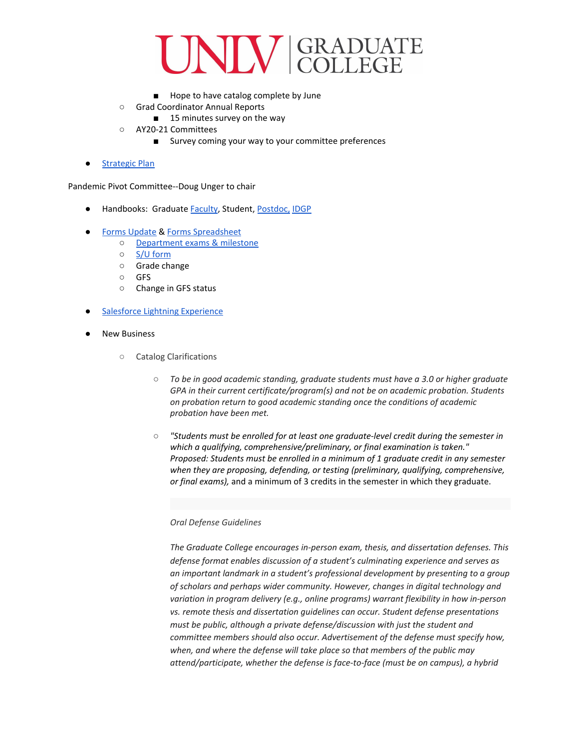- Hope to have catalog complete by June
    - Grad Coordinator Annual Reports
        - 15 minutes survey on the way
    - AY20-21 Committees
        - Survey coming your way to your committee preferences

- Strategic Plan

Pandemic Pivot Committee--Doug Unger to chair

- Handbooks: Graduate Faculty, Student, Postdoc, IDGP

- Forms Update & Forms Spreadsheet
    - Department exams & milestone
    - S/U form
    - Grade change
    - GFS
    - Change in GFS status

- Salesforce Lightning Experience

- New Business

    - Catalog Clarifications

        - *To be in good academic standing, graduate students must have a 3.0 or higher graduate GPA in their current certificate/program(s) and not be on academic probation. Students on probation return to good academic standing once the conditions of academic probation have been met.*

        - *"Students must be enrolled for at least one graduate-level credit during the semester in which a qualifying, comprehensive/preliminary, or final examination is taken." Proposed: Students must be enrolled in a minimum of 1 graduate credit in any semester when they are proposing, defending, or testing (preliminary, qualifying, comprehensive, or final exams),* and a minimum of 3 credits in the semester in which they graduate.

        *Oral Defense Guidelines*

        *The Graduate College encourages in-person exam, thesis, and dissertation defenses. This defense format enables discussion of a student's culminating experience and serves as an important landmark in a student's professional development by presenting to a group of scholars and perhaps wider community. However, changes in digital technology and variation in program delivery (e.g., online programs) warrant flexibility in how in-person vs. remote thesis and dissertation guidelines can occur. Student defense presentations must be public, although a private defense/discussion with just the student and committee members should also occur. Advertisement of the defense must specify how, when, and where the defense will take place so that members of the public may attend/participate, whether the defense is face-to-face (must be on campus), a hybrid*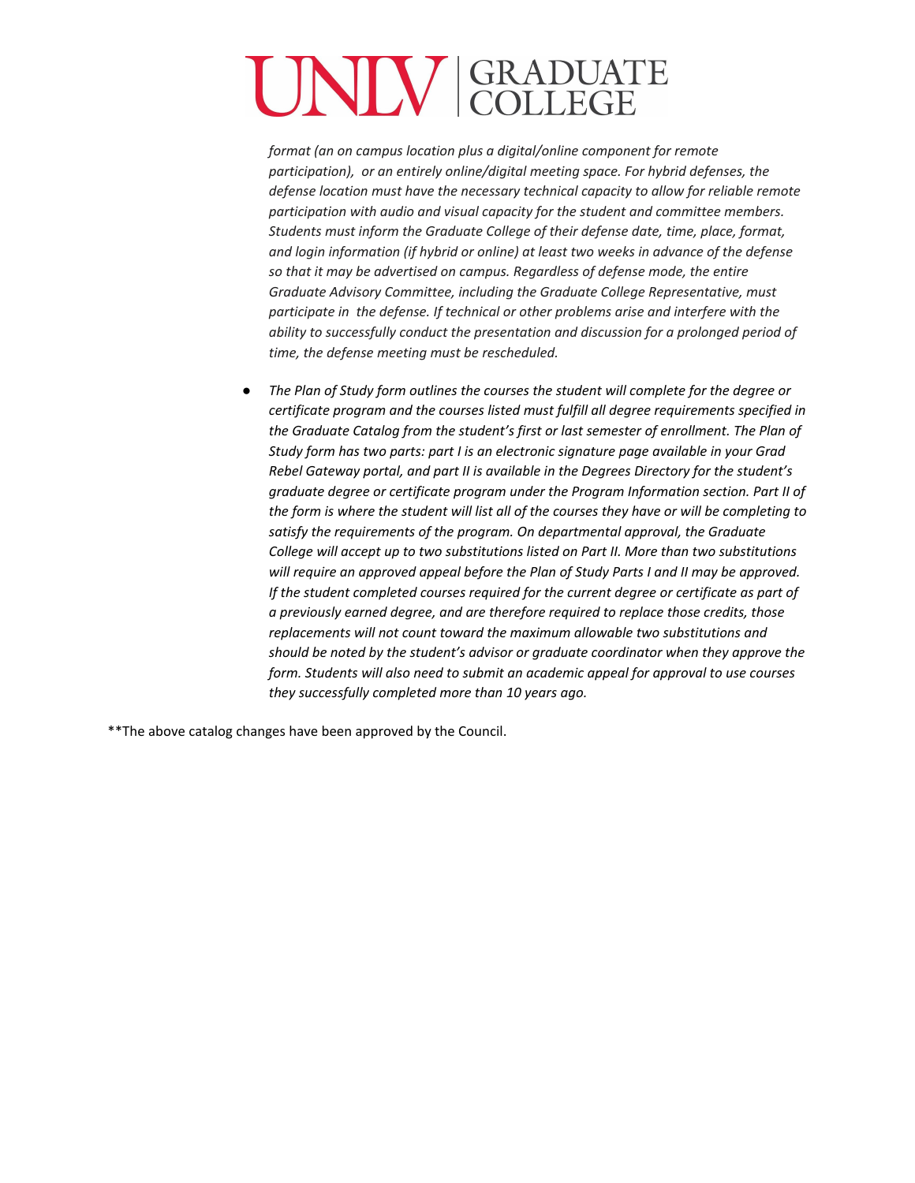*format (an on campus location plus a digital/online component for remote participation), or an entirely online/digital meeting space. For hybrid defenses, the defense location must have the necessary technical capacity to allow for reliable remote participation with audio and visual capacity for the student and committee members. Students must inform the Graduate College of their defense date, time, place, format, and login information (if hybrid or online) at least two weeks in advance of the defense so that it may be advertised on campus. Regardless of defense mode, the entire Graduate Advisory Committee, including the Graduate College Representative, must participate in the defense. If technical or other problems arise and interfere with the ability to successfully conduct the presentation and discussion for a prolonged period of time, the defense meeting must be rescheduled.*

- *The Plan of Study form outlines the courses the student will complete for the degree or certificate program and the courses listed must fulfill all degree requirements specified in the Graduate Catalog from the student's first or last semester of enrollment. The Plan of Study form has two parts: part I is an electronic signature page available in your Grad Rebel Gateway portal, and part II is available in the Degrees Directory for the student's graduate degree or certificate program under the Program Information section. Part II of the form is where the student will list all of the courses they have or will be completing to satisfy the requirements of the program. On departmental approval, the Graduate College will accept up to two substitutions listed on Part II. More than two substitutions will require an approved appeal before the Plan of Study Parts I and II may be approved. If the student completed courses required for the current degree or certificate as part of a previously earned degree, and are therefore required to replace those credits, those replacements will not count toward the maximum allowable two substitutions and should be noted by the student's advisor or graduate coordinator when they approve the form. Students will also need to submit an academic appeal for approval to use courses they successfully completed more than 10 years ago.*

**The above catalog changes have been approved by the Council.